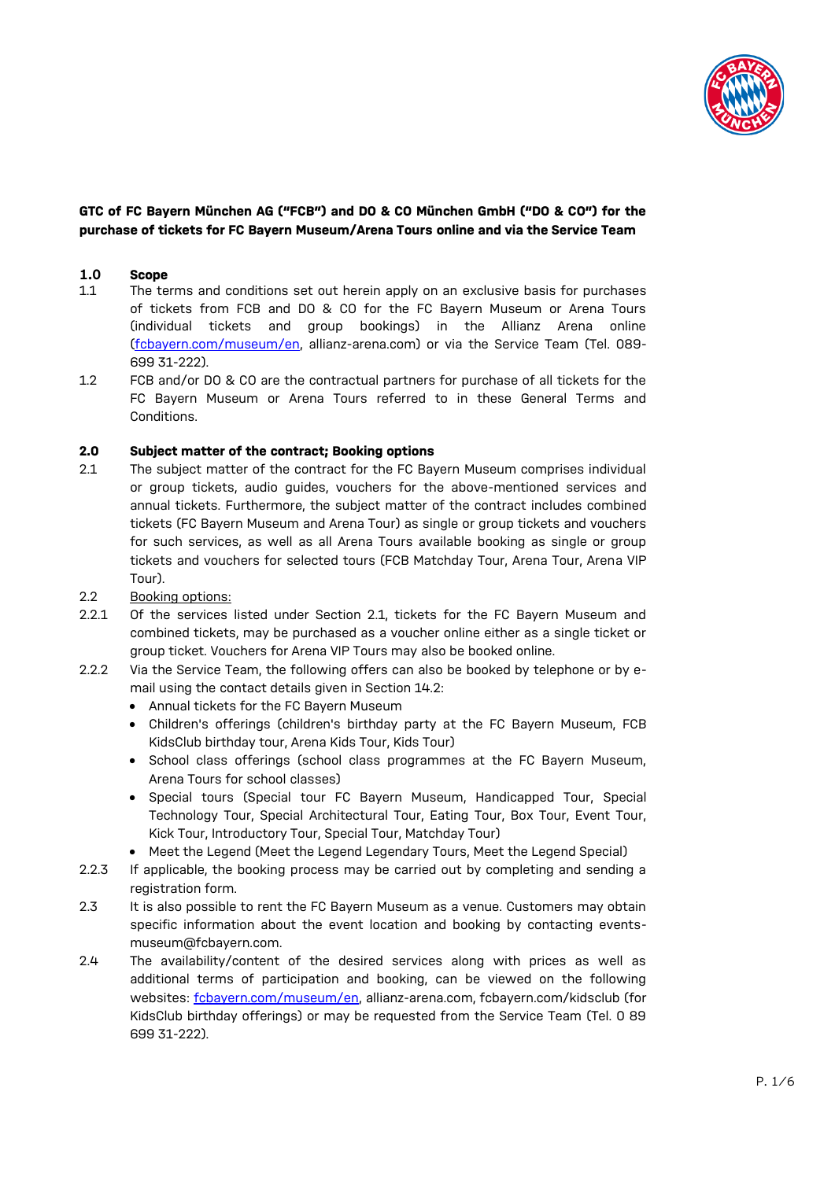**GTC of FC Bayern München AG ("FCB") and DO & CO München GmbH ("DO & CO") for the purchase of tickets for FC Bayern Museum/Arena Tours online and via the Service Team**

## 1.0 Scope

1.1 The terms and conditions set out herein apply on an exclusive basis for purchases of tickets from FCB and DO & CO for the FC Bayern Museum or Arena Tours (individual tickets and group bookings) in the Allianz Arena online (fcbayern.com/museum/en, allianz-arena.com) or via the Service Team (Tel. 089-699 31-222).

1.2 FCB and/or DO & CO are the contractual partners for purchase of all tickets for the FC Bayern Museum or Arena Tours referred to in these General Terms and Conditions.

## 2.0 Subject matter of the contract; Booking options

2.1 The subject matter of the contract for the FC Bayern Museum comprises individual or group tickets, audio guides, vouchers for the above-mentioned services and annual tickets. Furthermore, the subject matter of the contract includes combined tickets (FC Bayern Museum and Arena Tour) as single or group tickets and vouchers for such services, as well as all Arena Tours available booking as single or group tickets and vouchers for selected tours (FCB Matchday Tour, Arena Tour, Arena VIP Tour).

2.2 Booking options:

2.2.1 Of the services listed under Section 2.1, tickets for the FC Bayern Museum and combined tickets, may be purchased as a voucher online either as a single ticket or group ticket. Vouchers for Arena VIP Tours may also be booked online.

2.2.2 Via the Service Team, the following offers can also be booked by telephone or by e-mail using the contact details given in Section 14.2:

- Annual tickets for the FC Bayern Museum
- Children's offerings (children's birthday party at the FC Bayern Museum, FCB KidsClub birthday tour, Arena Kids Tour, Kids Tour)
- School class offerings (school class programmes at the FC Bayern Museum, Arena Tours for school classes)
- Special tours (Special tour FC Bayern Museum, Handicapped Tour, Special Technology Tour, Special Architectural Tour, Eating Tour, Box Tour, Event Tour, Kick Tour, Introductory Tour, Special Tour, Matchday Tour)
- Meet the Legend (Meet the Legend Legendary Tours, Meet the Legend Special)

2.2.3 If applicable, the booking process may be carried out by completing and sending a registration form.

2.3 It is also possible to rent the FC Bayern Museum as a venue. Customers may obtain specific information about the event location and booking by contacting events-museum@fcbayern.com.

2.4 The availability/content of the desired services along with prices as well as additional terms of participation and booking, can be viewed on the following websites: fcbayern.com/museum/en, allianz-arena.com, fcbayern.com/kidsclub (for KidsClub birthday offerings) or may be requested from the Service Team (Tel. 0 89 699 31-222).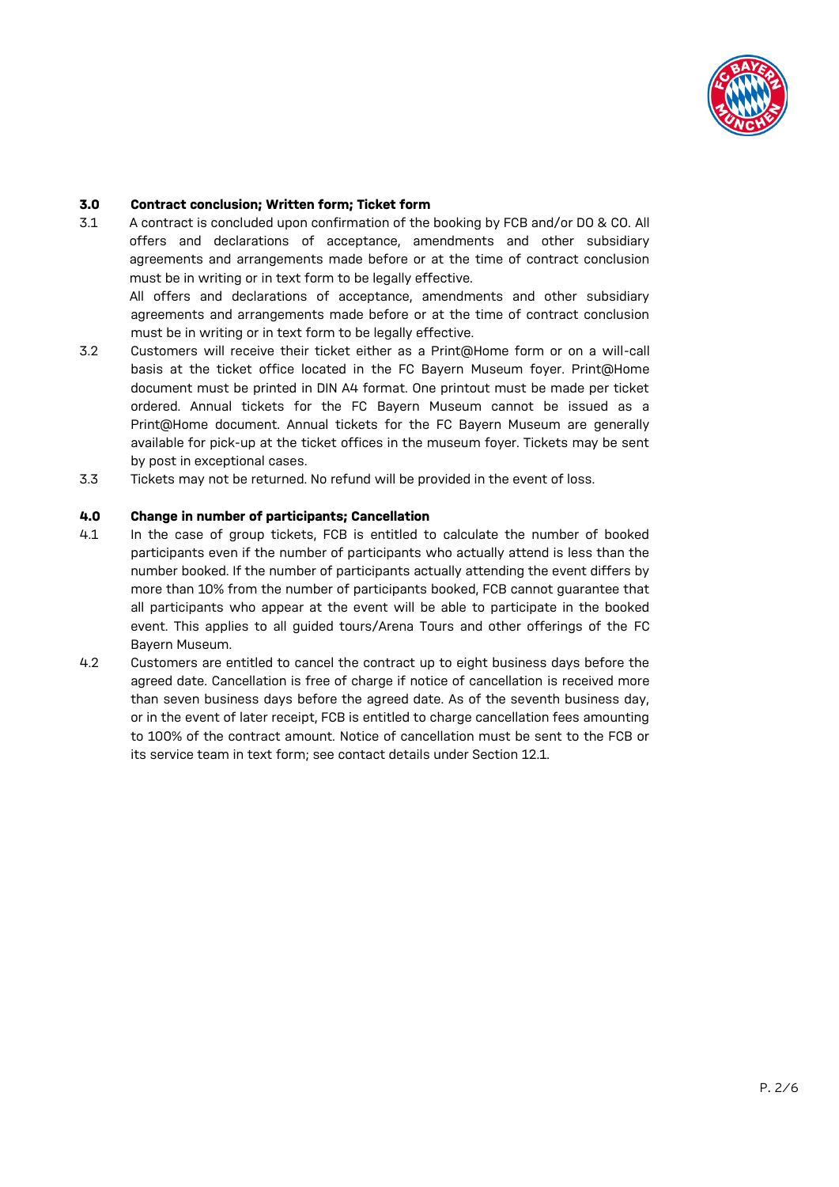## 3.0 Contract conclusion; Written form; Ticket form

3.1 A contract is concluded upon confirmation of the booking by FCB and/or DO & CO. All offers and declarations of acceptance, amendments and other subsidiary agreements and arrangements made before or at the time of contract conclusion must be in writing or in text form to be legally effective.

All offers and declarations of acceptance, amendments and other subsidiary agreements and arrangements made before or at the time of contract conclusion must be in writing or in text form to be legally effective.

3.2 Customers will receive their ticket either as a Print@Home form or on a will-call basis at the ticket office located in the FC Bayern Museum foyer. Print@Home document must be printed in DIN A4 format. One printout must be made per ticket ordered. Annual tickets for the FC Bayern Museum cannot be issued as a Print@Home document. Annual tickets for the FC Bayern Museum are generally available for pick-up at the ticket offices in the museum foyer. Tickets may be sent by post in exceptional cases.

3.3 Tickets may not be returned. No refund will be provided in the event of loss.

## 4.0 Change in number of participants; Cancellation

4.1 In the case of group tickets, FCB is entitled to calculate the number of booked participants even if the number of participants who actually attend is less than the number booked. If the number of participants actually attending the event differs by more than 10% from the number of participants booked, FCB cannot guarantee that all participants who appear at the event will be able to participate in the booked event. This applies to all guided tours/Arena Tours and other offerings of the FC Bayern Museum.

4.2 Customers are entitled to cancel the contract up to eight business days before the agreed date. Cancellation is free of charge if notice of cancellation is received more than seven business days before the agreed date. As of the seventh business day, or in the event of later receipt, FCB is entitled to charge cancellation fees amounting to 100% of the contract amount. Notice of cancellation must be sent to the FCB or its service team in text form; see contact details under Section 12.1.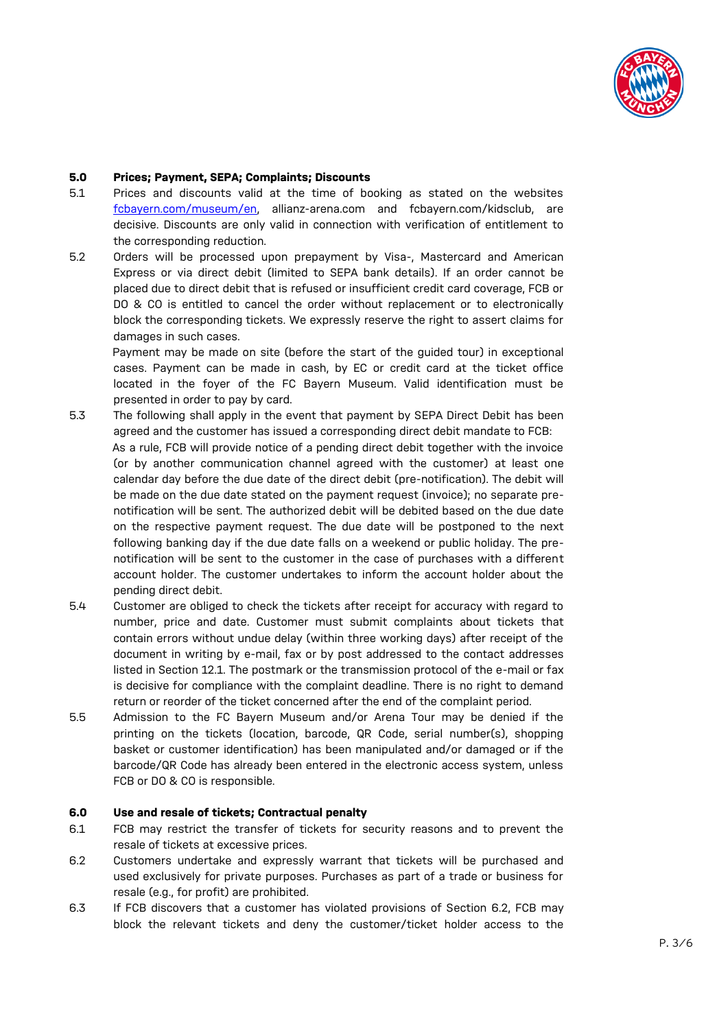**5.0 Prices; Payment, SEPA; Complaints; Discounts**

5.1 Prices and discounts valid at the time of booking as stated on the websites fcbayern.com/museum/en, allianz-arena.com and fcbayern.com/kidsclub, are decisive. Discounts are only valid in connection with verification of entitlement to the corresponding reduction.

5.2 Orders will be processed upon prepayment by Visa-, Mastercard and American Express or via direct debit (limited to SEPA bank details). If an order cannot be placed due to direct debit that is refused or insufficient credit card coverage, FCB or DO & CO is entitled to cancel the order without replacement or to electronically block the corresponding tickets. We expressly reserve the right to assert claims for damages in such cases.

Payment may be made on site (before the start of the guided tour) in exceptional cases. Payment can be made in cash, by EC or credit card at the ticket office located in the foyer of the FC Bayern Museum. Valid identification must be presented in order to pay by card.

5.3 The following shall apply in the event that payment by SEPA Direct Debit has been agreed and the customer has issued a corresponding direct debit mandate to FCB:

As a rule, FCB will provide notice of a pending direct debit together with the invoice (or by another communication channel agreed with the customer) at least one calendar day before the due date of the direct debit (pre-notification). The debit will be made on the due date stated on the payment request (invoice); no separate pre-notification will be sent. The authorized debit will be debited based on the due date on the respective payment request. The due date will be postponed to the next following banking day if the due date falls on a weekend or public holiday. The pre-notification will be sent to the customer in the case of purchases with a different account holder. The customer undertakes to inform the account holder about the pending direct debit.

5.4 Customer are obliged to check the tickets after receipt for accuracy with regard to number, price and date. Customer must submit complaints about tickets that contain errors without undue delay (within three working days) after receipt of the document in writing by e-mail, fax or by post addressed to the contact addresses listed in Section 12.1. The postmark or the transmission protocol of the e-mail or fax is decisive for compliance with the complaint deadline. There is no right to demand return or reorder of the ticket concerned after the end of the complaint period.

5.5 Admission to the FC Bayern Museum and/or Arena Tour may be denied if the printing on the tickets (location, barcode, QR Code, serial number(s), shopping basket or customer identification) has been manipulated and/or damaged or if the barcode/QR Code has already been entered in the electronic access system, unless FCB or DO & CO is responsible.

**6.0 Use and resale of tickets; Contractual penalty**

6.1 FCB may restrict the transfer of tickets for security reasons and to prevent the resale of tickets at excessive prices.

6.2 Customers undertake and expressly warrant that tickets will be purchased and used exclusively for private purposes. Purchases as part of a trade or business for resale (e.g., for profit) are prohibited.

6.3 If FCB discovers that a customer has violated provisions of Section 6.2, FCB may block the relevant tickets and deny the customer/ticket holder access to the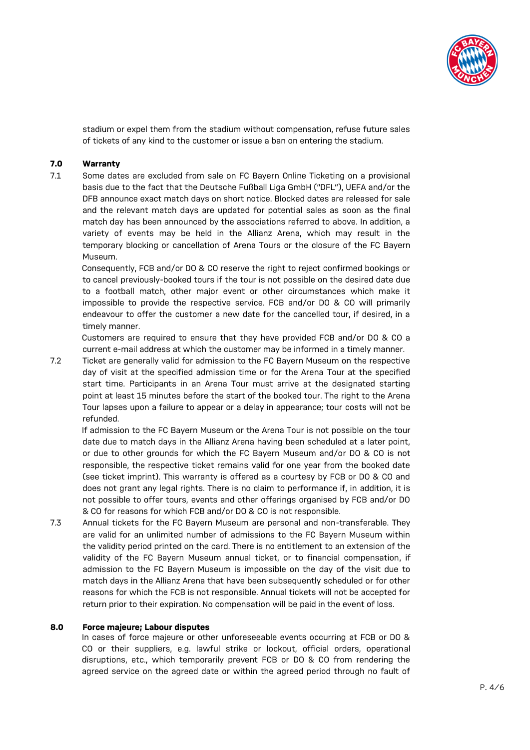stadium or expel them from the stadium without compensation, refuse future sales of tickets of any kind to the customer or issue a ban on entering the stadium.

## 7.0 Warranty

7.1 Some dates are excluded from sale on FC Bayern Online Ticketing on a provisional basis due to the fact that the Deutsche Fußball Liga GmbH ("DFL"), UEFA and/or the DFB announce exact match days on short notice. Blocked dates are released for sale and the relevant match days are updated for potential sales as soon as the final match day has been announced by the associations referred to above. In addition, a variety of events may be held in the Allianz Arena, which may result in the temporary blocking or cancellation of Arena Tours or the closure of the FC Bayern Museum.

Consequently, FCB and/or DO & CO reserve the right to reject confirmed bookings or to cancel previously-booked tours if the tour is not possible on the desired date due to a football match, other major event or other circumstances which make it impossible to provide the respective service. FCB and/or DO & CO will primarily endeavour to offer the customer a new date for the cancelled tour, if desired, in a timely manner.

Customers are required to ensure that they have provided FCB and/or DO & CO a current e-mail address at which the customer may be informed in a timely manner.

7.2 Ticket are generally valid for admission to the FC Bayern Museum on the respective day of visit at the specified admission time or for the Arena Tour at the specified start time. Participants in an Arena Tour must arrive at the designated starting point at least 15 minutes before the start of the booked tour. The right to the Arena Tour lapses upon a failure to appear or a delay in appearance; tour costs will not be refunded.

If admission to the FC Bayern Museum or the Arena Tour is not possible on the tour date due to match days in the Allianz Arena having been scheduled at a later point, or due to other grounds for which the FC Bayern Museum and/or DO & CO is not responsible, the respective ticket remains valid for one year from the booked date (see ticket imprint). This warranty is offered as a courtesy by FCB or DO & CO and does not grant any legal rights. There is no claim to performance if, in addition, it is not possible to offer tours, events and other offerings organised by FCB and/or DO & CO for reasons for which FCB and/or DO & CO is not responsible.

7.3 Annual tickets for the FC Bayern Museum are personal and non-transferable. They are valid for an unlimited number of admissions to the FC Bayern Museum within the validity period printed on the card. There is no entitlement to an extension of the validity of the FC Bayern Museum annual ticket, or to financial compensation, if admission to the FC Bayern Museum is impossible on the day of the visit due to match days in the Allianz Arena that have been subsequently scheduled or for other reasons for which the FCB is not responsible. Annual tickets will not be accepted for return prior to their expiration. No compensation will be paid in the event of loss.

## 8.0 Force majeure; Labour disputes

In cases of force majeure or other unforeseeable events occurring at FCB or DO & CO or their suppliers, e.g. lawful strike or lockout, official orders, operational disruptions, etc., which temporarily prevent FCB or DO & CO from rendering the agreed service on the agreed date or within the agreed period through no fault of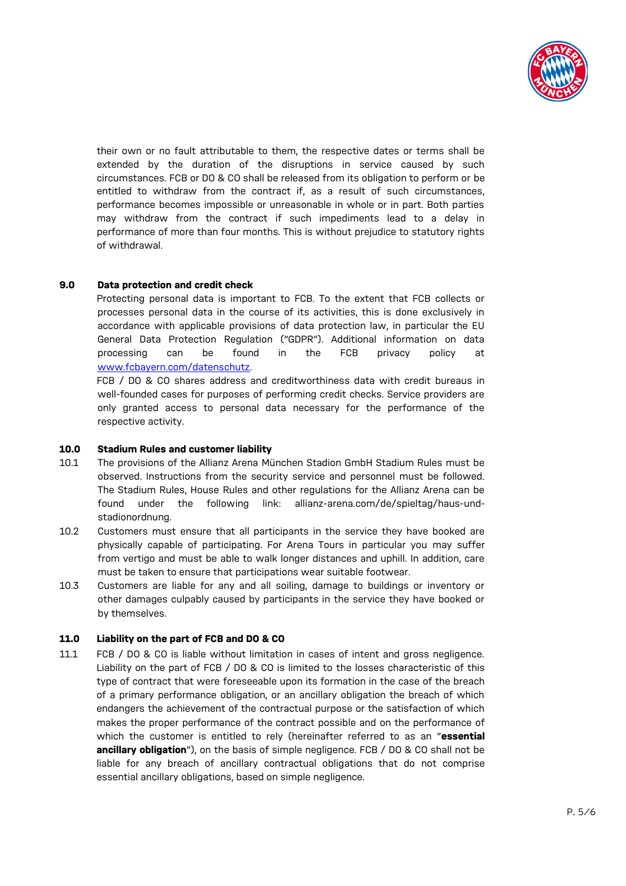their own or no fault attributable to them, the respective dates or terms shall be extended by the duration of the disruptions in service caused by such circumstances. FCB or DO & CO shall be released from its obligation to perform or be entitled to withdraw from the contract if, as a result of such circumstances, performance becomes impossible or unreasonable in whole or in part. Both parties may withdraw from the contract if such impediments lead to a delay in performance of more than four months. This is without prejudice to statutory rights of withdrawal.

**9.0 Data protection and credit check**

Protecting personal data is important to FCB. To the extent that FCB collects or processes personal data in the course of its activities, this is done exclusively in accordance with applicable provisions of data protection law, in particular the EU General Data Protection Regulation ("GDPR"). Additional information on data processing can be found in the FCB privacy policy at [www.fcbayern.com/datenschutz](www.fcbayern.com/datenschutz).

FCB / DO & CO shares address and creditworthiness data with credit bureaus in well-founded cases for purposes of performing credit checks. Service providers are only granted access to personal data necessary for the performance of the respective activity.

**10.0 Stadium Rules and customer liability**

10.1 The provisions of the Allianz Arena München Stadion GmbH Stadium Rules must be observed. Instructions from the security service and personnel must be followed. The Stadium Rules, House Rules and other regulations for the Allianz Arena can be found under the following link: allianz-arena.com/de/spieltag/haus-und-stadionordnung.

10.2 Customers must ensure that all participants in the service they have booked are physically capable of participating. For Arena Tours in particular you may suffer from vertigo and must be able to walk longer distances and uphill. In addition, care must be taken to ensure that participations wear suitable footwear.

10.3 Customers are liable for any and all soiling, damage to buildings or inventory or other damages culpably caused by participants in the service they have booked or by themselves.

**11.0 Liability on the part of FCB and DO & CO**

11.1 FCB / DO & CO is liable without limitation in cases of intent and gross negligence. Liability on the part of FCB / DO & CO is limited to the losses characteristic of this type of contract that were foreseeable upon its formation in the case of the breach of a primary performance obligation, or an ancillary obligation the breach of which endangers the achievement of the contractual purpose or the satisfaction of which makes the proper performance of the contract possible and on the performance of which the customer is entitled to rely (hereinafter referred to as an "**essential ancillary obligation**"), on the basis of simple negligence. FCB / DO & CO shall not be liable for any breach of ancillary contractual obligations that do not comprise essential ancillary obligations, based on simple negligence.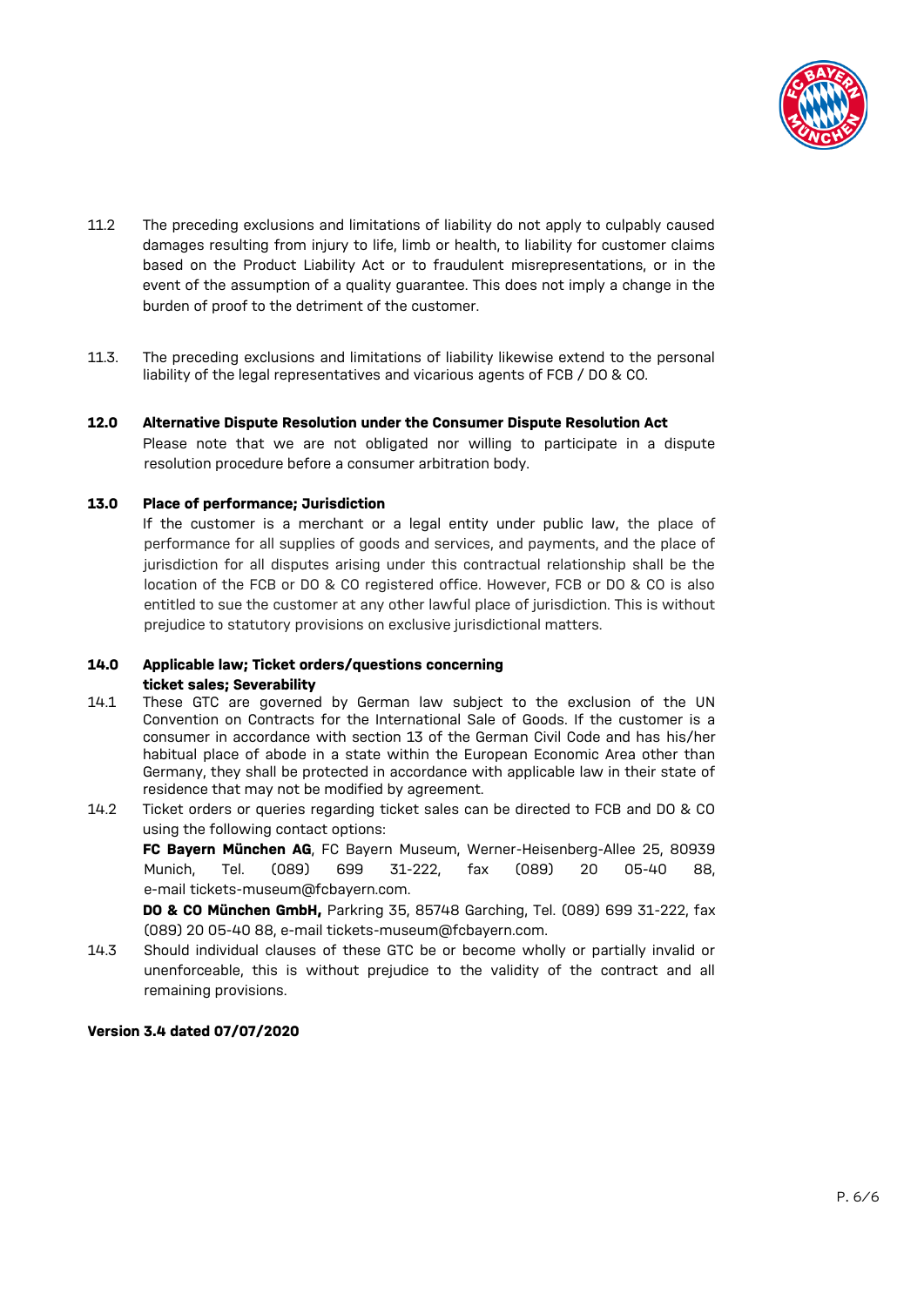11.2 The preceding exclusions and limitations of liability do not apply to culpably caused damages resulting from injury to life, limb or health, to liability for customer claims based on the Product Liability Act or to fraudulent misrepresentations, or in the event of the assumption of a quality guarantee. This does not imply a change in the burden of proof to the detriment of the customer.

11.3. The preceding exclusions and limitations of liability likewise extend to the personal liability of the legal representatives and vicarious agents of FCB / DO & CO.

**12.0 Alternative Dispute Resolution under the Consumer Dispute Resolution Act**

Please note that we are not obligated nor willing to participate in a dispute resolution procedure before a consumer arbitration body.

**13.0 Place of performance; Jurisdiction**

If the customer is a merchant or a legal entity under public law, the place of performance for all supplies of goods and services, and payments, and the place of jurisdiction for all disputes arising under this contractual relationship shall be the location of the FCB or DO & CO registered office. However, FCB or DO & CO is also entitled to sue the customer at any other lawful place of jurisdiction. This is without prejudice to statutory provisions on exclusive jurisdictional matters.

**14.0 Applicable law; Ticket orders/questions concerning ticket sales; Severability**

14.1 These GTC are governed by German law subject to the exclusion of the UN Convention on Contracts for the International Sale of Goods. If the customer is a consumer in accordance with section 13 of the German Civil Code and has his/her habitual place of abode in a state within the European Economic Area other than Germany, they shall be protected in accordance with applicable law in their state of residence that may not be modified by agreement.

14.2 Ticket orders or queries regarding ticket sales can be directed to FCB and DO & CO using the following contact options:

**FC Bayern München AG**, FC Bayern Museum, Werner-Heisenberg-Allee 25, 80939 Munich, Tel. (089) 699 31-222, fax (089) 20 05-40 88, e-mail tickets-museum@fcbayern.com.

**DO & CO München GmbH,** Parkring 35, 85748 Garching, Tel. (089) 699 31-222, fax (089) 20 05-40 88, e-mail tickets-museum@fcbayern.com.

14.3 Should individual clauses of these GTC be or become wholly or partially invalid or unenforceable, this is without prejudice to the validity of the contract and all remaining provisions.

**Version 3.4 dated 07/07/2020**